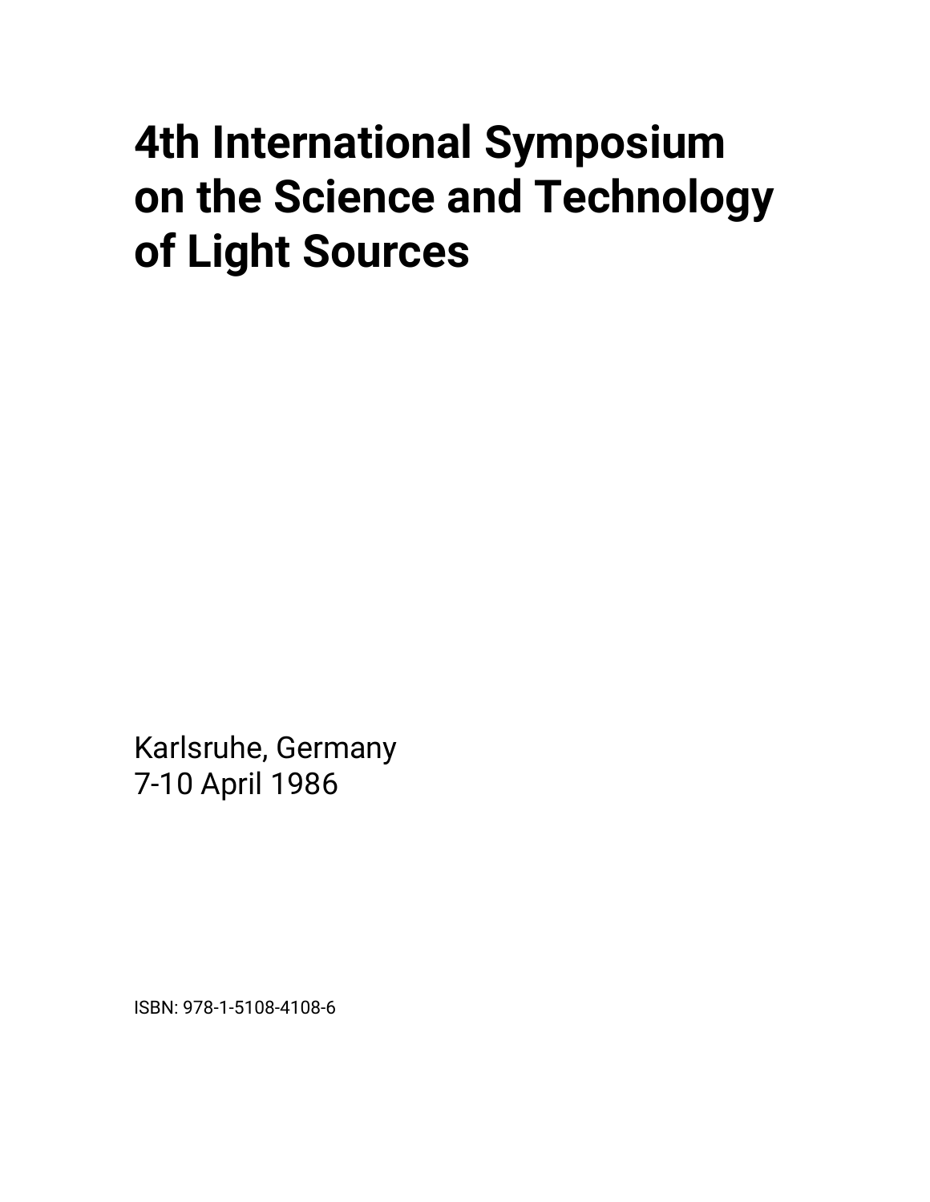# 4th International Symposium on the Science and Technology of Light Sources

Karlsruhe, Germany
7-10 April 1986

ISBN: 978-1-5108-4108-6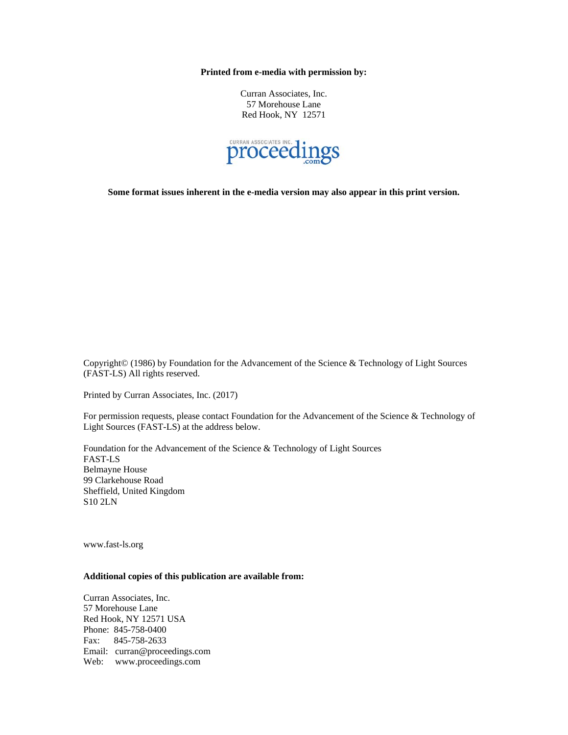**Printed from e-media with permission by:**

Curran Associates, Inc.
57 Morehouse Lane
Red Hook, NY 12571

CURRAN ASSOCIATES INC. proceedings.com

**Some format issues inherent in the e-media version may also appear in this print version.**

Copyright© (1986) by Foundation for the Advancement of the Science & Technology of Light Sources (FAST-LS) All rights reserved.

Printed by Curran Associates, Inc. (2017)

For permission requests, please contact Foundation for the Advancement of the Science & Technology of Light Sources (FAST-LS) at the address below.

Foundation for the Advancement of the Science & Technology of Light Sources
FAST-LS
Belmayne House
99 Clarkehouse Road
Sheffield, United Kingdom
S10 2LN

www.fast-ls.org

**Additional copies of this publication are available from:**

Curran Associates, Inc.
57 Morehouse Lane
Red Hook, NY 12571 USA
Phone: 845-758-0400
Fax: 845-758-2633
Email: curran@proceedings.com
Web: www.proceedings.com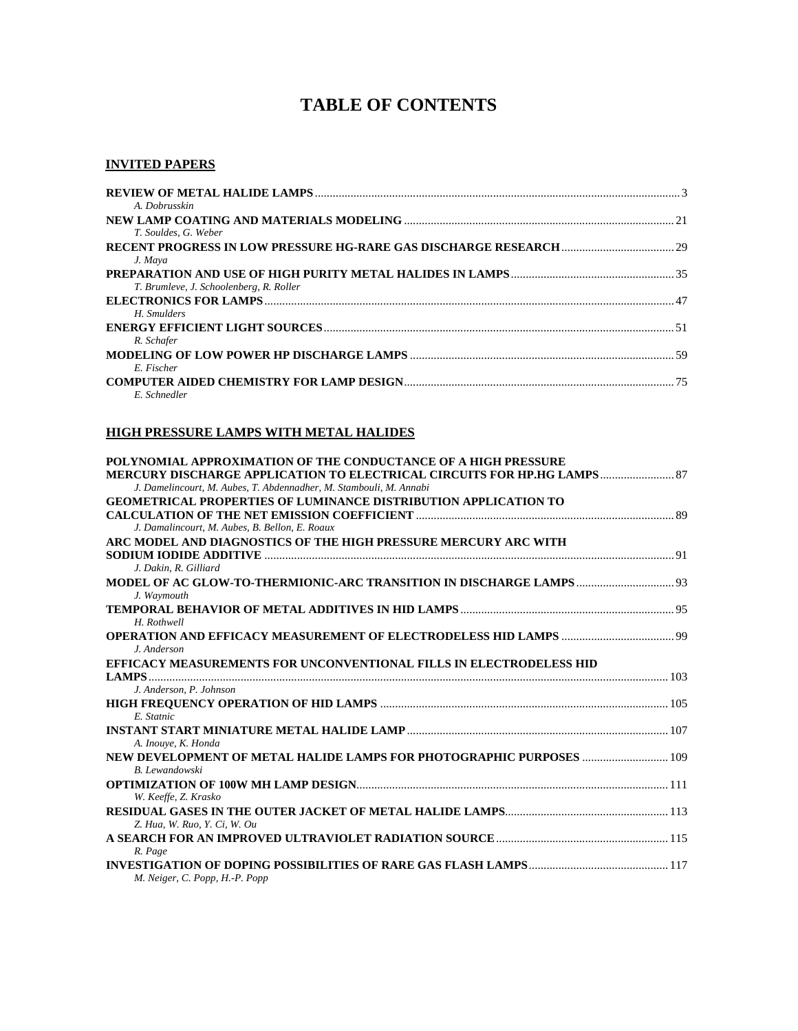# TABLE OF CONTENTS

## INVITED PAPERS

**REVIEW OF METAL HALIDE LAMPS** ..... 3
*A. Dobrusskin*

**NEW LAMP COATING AND MATERIALS MODELING** ..... 21
*T. Souldes, G. Weber*

**RECENT PROGRESS IN LOW PRESSURE HG-RARE GAS DISCHARGE RESEARCH** ..... 29
*J. Maya*

**PREPARATION AND USE OF HIGH PURITY METAL HALIDES IN LAMPS** ..... 35
*T. Brumleve, J. Schoolenberg, R. Roller*

**ELECTRONICS FOR LAMPS** ..... 47
*H. Smulders*

**ENERGY EFFICIENT LIGHT SOURCES** ..... 51
*R. Schafer*

**MODELING OF LOW POWER HP DISCHARGE LAMPS** ..... 59
*E. Fischer*

**COMPUTER AIDED CHEMISTRY FOR LAMP DESIGN** ..... 75
*E. Schnedler*

## HIGH PRESSURE LAMPS WITH METAL HALIDES

**POLYNOMIAL APPROXIMATION OF THE CONDUCTANCE OF A HIGH PRESSURE MERCURY DISCHARGE APPLICATION TO ELECTRICAL CIRCUITS FOR HP.HG LAMPS** ..... 87
*J. Damelincourt, M. Aubes, T. Abdennadher, M. Stambouli, M. Annabi*

**GEOMETRICAL PROPERTIES OF LUMINANCE DISTRIBUTION APPLICATION TO CALCULATION OF THE NET EMISSION COEFFICIENT** ..... 89
*J. Damalincourt, M. Aubes, B. Bellon, E. Roaux*

**ARC MODEL AND DIAGNOSTICS OF THE HIGH PRESSURE MERCURY ARC WITH SODIUM IODIDE ADDITIVE** ..... 91
*J. Dakin, R. Gilliard*

**MODEL OF AC GLOW-TO-THERMIONIC-ARC TRANSITION IN DISCHARGE LAMPS** ..... 93
*J. Waymouth*

**TEMPORAL BEHAVIOR OF METAL ADDITIVES IN HID LAMPS** ..... 95
*H. Rothwell*

**OPERATION AND EFFICACY MEASUREMENT OF ELECTRODELESS HID LAMPS** ..... 99
*J. Anderson*

**EFFICACY MEASUREMENTS FOR UNCONVENTIONAL FILLS IN ELECTRODELESS HID LAMPS** ..... 103
*J. Anderson, P. Johnson*

**HIGH FREQUENCY OPERATION OF HID LAMPS** ..... 105
*E. Statnic*

**INSTANT START MINIATURE METAL HALIDE LAMP** ..... 107
*A. Inouye, K. Honda*

**NEW DEVELOPMENT OF METAL HALIDE LAMPS FOR PHOTOGRAPHIC PURPOSES** ..... 109
*B. Lewandowski*

**OPTIMIZATION OF 100W MH LAMP DESIGN** ..... 111
*W. Keeffe, Z. Krasko*

**RESIDUAL GASES IN THE OUTER JACKET OF METAL HALIDE LAMPS** ..... 113
*Z. Hua, W. Ruo, Y. Ci, W. Ou*

**A SEARCH FOR AN IMPROVED ULTRAVIOLET RADIATION SOURCE** ..... 115
*R. Page*

**INVESTIGATION OF DOPING POSSIBILITIES OF RARE GAS FLASH LAMPS** ..... 117
*M. Neiger, C. Popp, H.-P. Popp*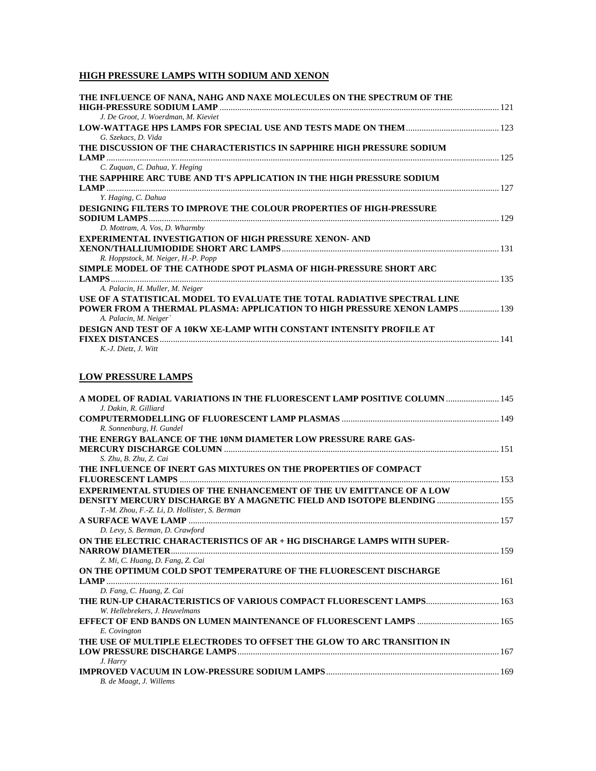## HIGH PRESSURE LAMPS WITH SODIUM AND XENON

**THE INFLUENCE OF NANA, NAHG AND NAXE MOLECULES ON THE SPECTRUM OF THE HIGH-PRESSURE SODIUM LAMP** .......... 121
*J. De Groot, J. Woerdman, M. Kieviet*

**LOW-WATTAGE HPS LAMPS FOR SPECIAL USE AND TESTS MADE ON THEM** .......... 123
*G. Szekacs, D. Vida*

**THE DISCUSSION OF THE CHARACTERISTICS IN SAPPHIRE HIGH PRESSURE SODIUM LAMP** .......... 125
*C. Zuquan, C. Dahua, Y. Heging*

**THE SAPPHIRE ARC TUBE AND TI'S APPLICATION IN THE HIGH PRESSURE SODIUM LAMP** .......... 127
*Y. Haging, C. Dahua*

**DESIGNING FILTERS TO IMPROVE THE COLOUR PROPERTIES OF HIGH-PRESSURE SODIUM LAMPS** .......... 129
*D. Mottram, A. Vos, D. Wharmby*

**EXPERIMENTAL INVESTIGATION OF HIGH PRESSURE XENON- AND XENON/THALLIUMIODIDE SHORT ARC LAMPS** .......... 131
*R. Hoppstock, M. Neiger, H.-P. Popp*

**SIMPLE MODEL OF THE CATHODE SPOT PLASMA OF HIGH-PRESSURE SHORT ARC LAMPS** .......... 135
*A. Palacin, H. Muller, M. Neiger*

**USE OF A STATISTICAL MODEL TO EVALUATE THE TOTAL RADIATIVE SPECTRAL LINE POWER FROM A THERMAL PLASMA: APPLICATION TO HIGH PRESSURE XENON LAMPS** .......... 139
*A. Palacin, M. Neiger`*

**DESIGN AND TEST OF A 10KW XE-LAMP WITH CONSTANT INTENSITY PROFILE AT FIXEX DISTANCES** .......... 141
*K.-J. Dietz, J. Witt*

## LOW PRESSURE LAMPS

**A MODEL OF RADIAL VARIATIONS IN THE FLUORESCENT LAMP POSITIVE COLUMN** .......... 145
*J. Dakin, R. Gilliard*

**COMPUTERMODELLING OF FLUORESCENT LAMP PLASMAS** .......... 149
*R. Sonnenburg, H. Gundel*

**THE ENERGY BALANCE OF THE 10NM DIAMETER LOW PRESSURE RARE GAS-MERCURY DISCHARGE COLUMN** .......... 151
*S. Zhu, B. Zhu, Z. Cai*

**THE INFLUENCE OF INERT GAS MIXTURES ON THE PROPERTIES OF COMPACT FLUORESCENT LAMPS** .......... 153

**EXPERIMENTAL STUDIES OF THE ENHANCEMENT OF THE UV EMITTANCE OF A LOW DENSITY MERCURY DISCHARGE BY A MAGNETIC FIELD AND ISOTOPE BLENDING** .......... 155
*T.-M. Zhou, F.-Z. Li, D. Hollister, S. Berman*

**A SURFACE WAVE LAMP** .......... 157
*D. Levy, S. Berman, D. Crawford*

**ON THE ELECTRIC CHARACTERISTICS OF AR + HG DISCHARGE LAMPS WITH SUPER-NARROW DIAMETER** .......... 159
*Z. Mi, C. Huang, D. Fang, Z. Cai*

**ON THE OPTIMUM COLD SPOT TEMPERATURE OF THE FLUORESCENT DISCHARGE LAMP** .......... 161
*D. Fang, C. Huang, Z. Cai*

**THE RUN-UP CHARACTERISTICS OF VARIOUS COMPACT FLUORESCENT LAMPS** .......... 163
*W. Hellebrekers, J. Heuvelmans*

**EFFECT OF END BANDS ON LUMEN MAINTENANCE OF FLUORESCENT LAMPS** .......... 165
*E. Covington*

**THE USE OF MULTIPLE ELECTRODES TO OFFSET THE GLOW TO ARC TRANSITION IN LOW PRESSURE DISCHARGE LAMPS** .......... 167
*J. Harry*

**IMPROVED VACUUM IN LOW-PRESSURE SODIUM LAMPS** .......... 169
*B. de Maagt, J. Willems*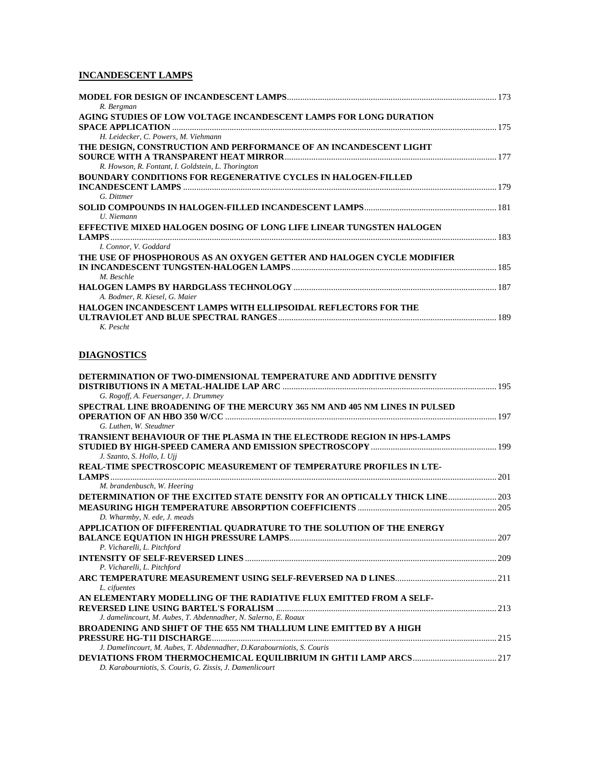## INCANDESCENT LAMPS

**MODEL FOR DESIGN OF INCANDESCENT LAMPS** .......... 173
*R. Bergman*

**AGING STUDIES OF LOW VOLTAGE INCANDESCENT LAMPS FOR LONG DURATION SPACE APPLICATION** .......... 175
*H. Leidecker, C. Powers, M. Viehmann*

**THE DESIGN, CONSTRUCTION AND PERFORMANCE OF AN INCANDESCENT LIGHT SOURCE WITH A TRANSPARENT HEAT MIRROR** .......... 177
*R. Howson, R. Fontant, I. Goldstein, L. Thorington*

**BOUNDARY CONDITIONS FOR REGENERATIVE CYCLES IN HALOGEN-FILLED INCANDESCENT LAMPS** .......... 179
*G. Dittmer*

**SOLID COMPOUNDS IN HALOGEN-FILLED INCANDESCENT LAMPS** .......... 181
*U. Niemann*

**EFFECTIVE MIXED HALOGEN DOSING OF LONG LIFE LINEAR TUNGSTEN HALOGEN LAMPS** .......... 183
*I. Connor, V. Goddard*

**THE USE OF PHOSPHOROUS AS AN OXYGEN GETTER AND HALOGEN CYCLE MODIFIER IN INCANDESCENT TUNGSTEN-HALOGEN LAMPS** .......... 185
*M. Beschle*

**HALOGEN LAMPS BY HARDGLASS TECHNOLOGY** .......... 187
*A. Bodmer, R. Kiesel, G. Maier*

**HALOGEN INCANDESCENT LAMPS WITH ELLIPSOIDAL REFLECTORS FOR THE ULTRAVIOLET AND BLUE SPECTRAL RANGES** .......... 189
*K. Pescht*

## DIAGNOSTICS

**DETERMINATION OF TWO-DIMENSIONAL TEMPERATURE AND ADDITIVE DENSITY DISTRIBUTIONS IN A METAL-HALIDE LAP ARC** .......... 195
*G. Rogoff, A. Feuersanger, J. Drummey*

**SPECTRAL LINE BROADENING OF THE MERCURY 365 NM AND 405 NM LINES IN PULSED OPERATION OF AN HBO 350 W/CC** .......... 197
*G. Luthen, W. Steudtner*

**TRANSIENT BEHAVIOUR OF THE PLASMA IN THE ELECTRODE REGION IN HPS-LAMPS STUDIED BY HIGH-SPEED CAMERA AND EMISSION SPECTROSCOPY** .......... 199
*J. Szanto, S. Hollo, I. Ujj*

**REAL-TIME SPECTROSCOPIC MEASUREMENT OF TEMPERATURE PROFILES IN LTE-LAMPS** .......... 201
*M. brandenbusch, W. Heering*

**DETERMINATION OF THE EXCITED STATE DENSITY FOR AN OPTICALLY THICK LINE** .......... 203

**MEASURING HIGH TEMPERATURE ABSORPTION COEFFICIENTS** .......... 205
*D. Wharmby, N. ede, J. meads*

**APPLICATION OF DIFFERENTIAL QUADRATURE TO THE SOLUTION OF THE ENERGY BALANCE EQUATION IN HIGH PRESSURE LAMPS** .......... 207
*P. Vicharelli, L. Pitchford*

**INTENSITY OF SELF-REVERSED LINES** .......... 209
*P. Vicharelli, L. Pitchford*

**ARC TEMPERATURE MEASUREMENT USING SELF-REVERSED NA D LINES** .......... 211
*L. cifuentes*

**AN ELEMENTARY MODELLING OF THE RADIATIVE FLUX EMITTED FROM A SELF-REVERSED LINE USING BARTEL'S FORALISM** .......... 213
*J. damelincourt, M. Aubes, T. Abdennadher, N. Salerno, E. Roaux*

**BROADENING AND SHIFT OF THE 655 NM THALLIUM LINE EMITTED BY A HIGH PRESSURE HG-T1I DISCHARGE** .......... 215
*J. Damelincourt, M. Aubes, T. Abdennadher, D.Karabourniotis, S. Couris*

**DEVIATIONS FROM THERMOCHEMICAL EQUILIBRIUM IN GHT1I LAMP ARCS** .......... 217
*D. Karabourniotis, S. Couris, G. Zissis, J. Damenlicourt*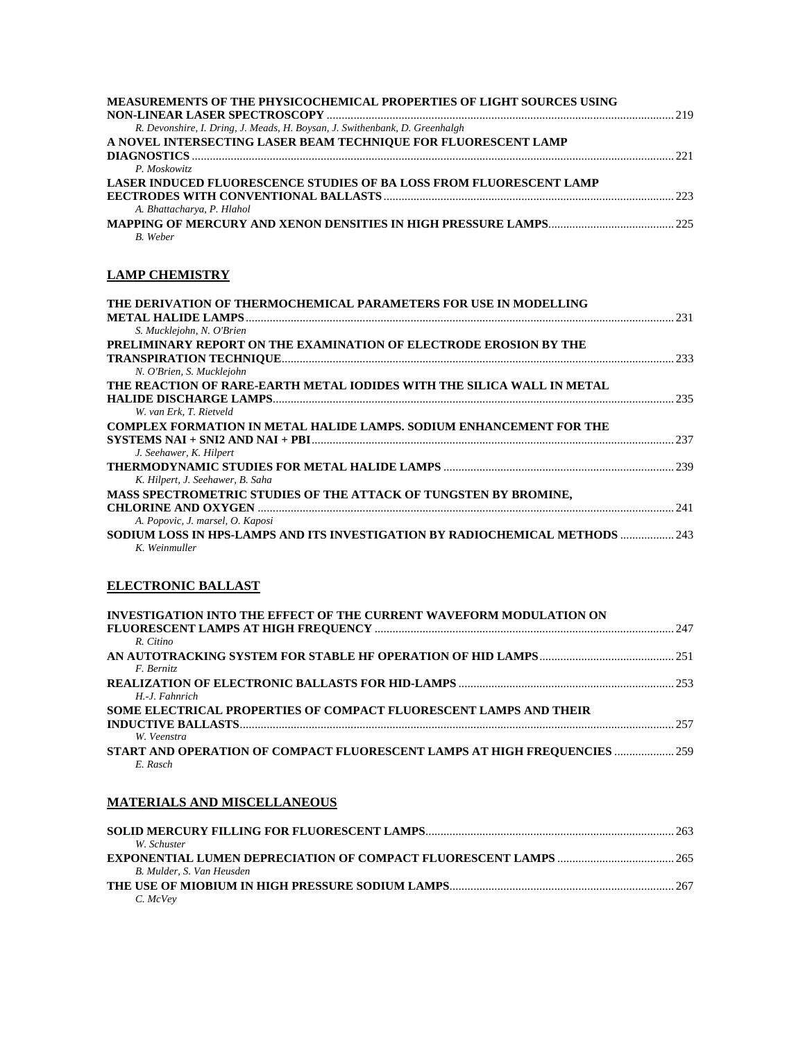**MEASUREMENTS OF THE PHYSICOCHEMICAL PROPERTIES OF LIGHT SOURCES USING NON-LINEAR LASER SPECTROSCOPY** ........ 219
*R. Devonshire, I. Dring, J. Meads, H. Boysan, J. Swithenbank, D. Greenhalgh*

**A NOVEL INTERSECTING LASER BEAM TECHNIQUE FOR FLUORESCENT LAMP DIAGNOSTICS** ........ 221
*P. Moskowitz*

**LASER INDUCED FLUORESCENCE STUDIES OF BA LOSS FROM FLUORESCENT LAMP EECTRODES WITH CONVENTIONAL BALLASTS** ........ 223
*A. Bhattacharya, P. Hlahol*

**MAPPING OF MERCURY AND XENON DENSITIES IN HIGH PRESSURE LAMPS** ........ 225
*B. Weber*

## LAMP CHEMISTRY

**THE DERIVATION OF THERMOCHEMICAL PARAMETERS FOR USE IN MODELLING METAL HALIDE LAMPS** ........ 231
*S. Mucklejohn, N. O'Brien*

**PRELIMINARY REPORT ON THE EXAMINATION OF ELECTRODE EROSION BY THE TRANSPIRATION TECHNIQUE** ........ 233
*N. O'Brien, S. Mucklejohn*

**THE REACTION OF RARE-EARTH METAL IODIDES WITH THE SILICA WALL IN METAL HALIDE DISCHARGE LAMPS** ........ 235
*W. van Erk, T. Rietveld*

**COMPLEX FORMATION IN METAL HALIDE LAMPS. SODIUM ENHANCEMENT FOR THE SYSTEMS NAI + SNI2 AND NAI + PBI** ........ 237
*J. Seehawer, K. Hilpert*

**THERMODYNAMIC STUDIES FOR METAL HALIDE LAMPS** ........ 239
*K. Hilpert, J. Seehawer, B. Saha*

**MASS SPECTROMETRIC STUDIES OF THE ATTACK OF TUNGSTEN BY BROMINE, CHLORINE AND OXYGEN** ........ 241
*A. Popovic, J. marsel, O. Kaposi*

**SODIUM LOSS IN HPS-LAMPS AND ITS INVESTIGATION BY RADIOCHEMICAL METHODS** ........ 243
*K. Weinmuller*

## ELECTRONIC BALLAST

**INVESTIGATION INTO THE EFFECT OF THE CURRENT WAVEFORM MODULATION ON FLUORESCENT LAMPS AT HIGH FREQUENCY** ........ 247
*R. Citino*

**AN AUTOTRACKING SYSTEM FOR STABLE HF OPERATION OF HID LAMPS** ........ 251
*F. Bernitz*

**REALIZATION OF ELECTRONIC BALLASTS FOR HID-LAMPS** ........ 253
*H.-J. Fahnrich*

**SOME ELECTRICAL PROPERTIES OF COMPACT FLUORESCENT LAMPS AND THEIR INDUCTIVE BALLASTS** ........ 257
*W. Veenstra*

**START AND OPERATION OF COMPACT FLUORESCENT LAMPS AT HIGH FREQUENCIES** ........ 259
*E. Rasch*

## MATERIALS AND MISCELLANEOUS

**SOLID MERCURY FILLING FOR FLUORESCENT LAMPS** ........ 263
*W. Schuster*

**EXPONENTIAL LUMEN DEPRECIATION OF COMPACT FLUORESCENT LAMPS** ........ 265
*B. Mulder, S. Van Heusden*

**THE USE OF MIOBIUM IN HIGH PRESSURE SODIUM LAMPS** ........ 267
*C. McVey*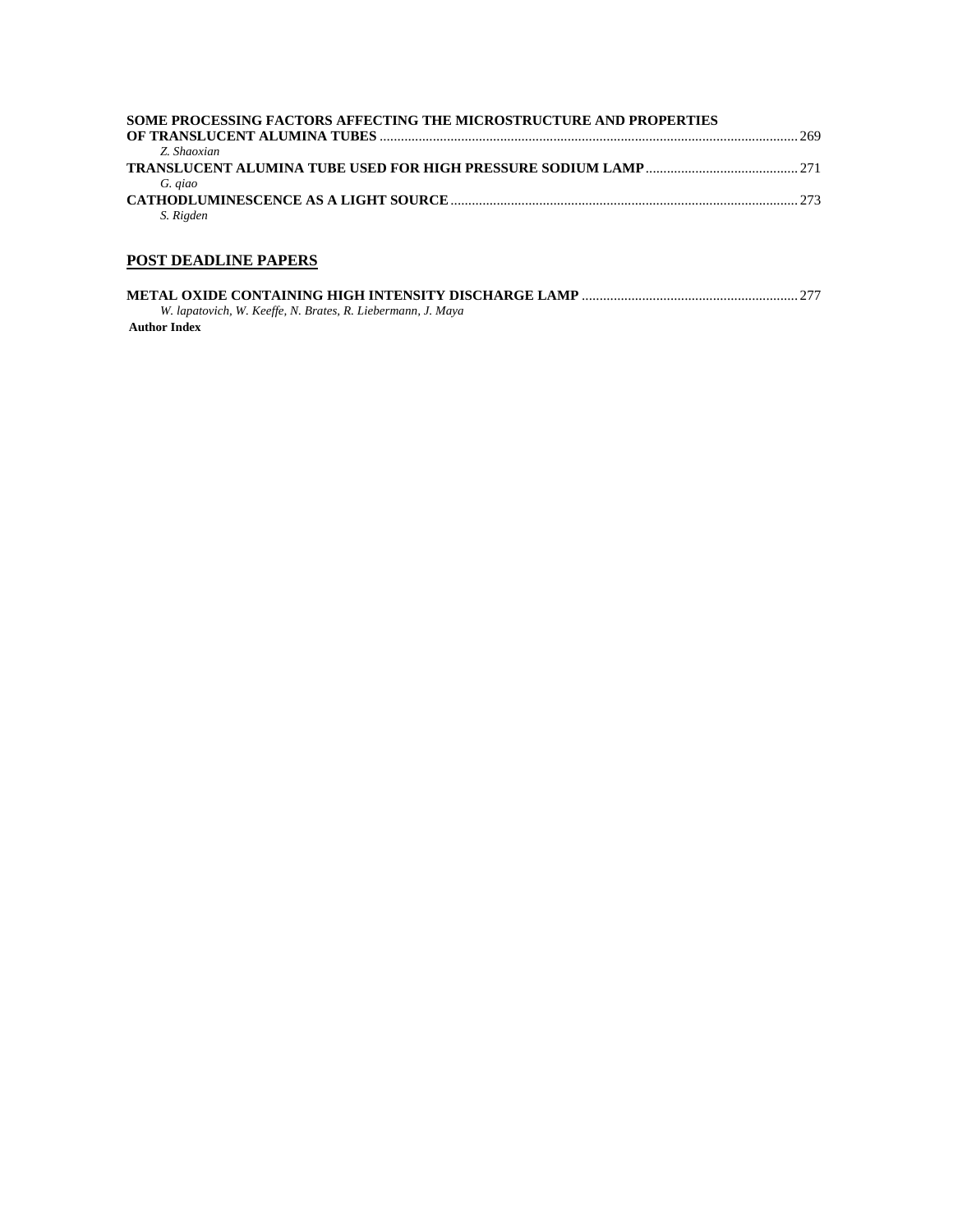**SOME PROCESSING FACTORS AFFECTING THE MICROSTRUCTURE AND PROPERTIES OF TRANSLUCENT ALUMINA TUBES** ........ 269
*Z. Shaoxian*

**TRANSLUCENT ALUMINA TUBE USED FOR HIGH PRESSURE SODIUM LAMP** ........ 271
*G. qiao*

**CATHODLUMINESCENCE AS A LIGHT SOURCE** ........ 273
*S. Rigden*

## POST DEADLINE PAPERS

**METAL OXIDE CONTAINING HIGH INTENSITY DISCHARGE LAMP** ........ 277
*W. lapatovich, W. Keeffe, N. Brates, R. Liebermann, J. Maya*

**Author Index**